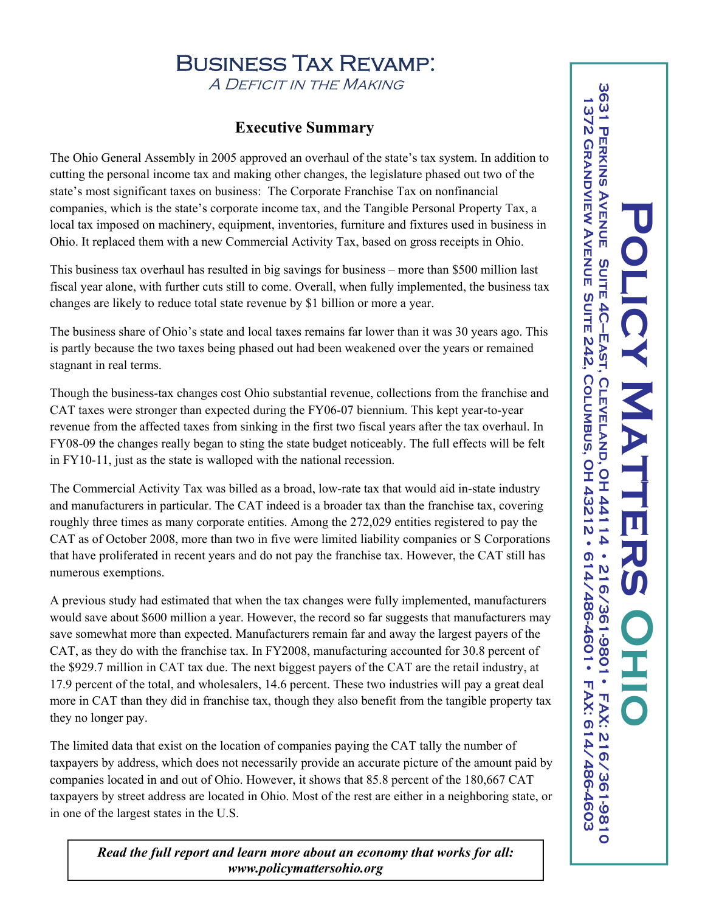# Business Tax Revamp:

*A Deficit in the Making*

## Executive Summary

The Ohio General Assembly in 2005 approved an overhaul of the state's tax system. In addition to cutting the personal income tax and making other changes, the legislature phased out two of the state's most significant taxes on business: The Corporate Franchise Tax on nonfinancial companies, which is the state's corporate income tax, and the Tangible Personal Property Tax, a local tax imposed on machinery, equipment, inventories, furniture and fixtures used in business in Ohio. It replaced them with a new Commercial Activity Tax, based on gross receipts in Ohio.

This business tax overhaul has resulted in big savings for business – more than $500 million last fiscal year alone, with further cuts still to come. Overall, when fully implemented, the business tax changes are likely to reduce total state revenue by $1 billion or more a year.

The business share of Ohio's state and local taxes remains far lower than it was 30 years ago. This is partly because the two taxes being phased out had been weakened over the years or remained stagnant in real terms.

Though the business-tax changes cost Ohio substantial revenue, collections from the franchise and CAT taxes were stronger than expected during the FY06-07 biennium. This kept year-to-year revenue from the affected taxes from sinking in the first two fiscal years after the tax overhaul. In FY08-09 the changes really began to sting the state budget noticeably. The full effects will be felt in FY10-11, just as the state is walloped with the national recession.

The Commercial Activity Tax was billed as a broad, low-rate tax that would aid in-state industry and manufacturers in particular. The CAT indeed is a broader tax than the franchise tax, covering roughly three times as many corporate entities. Among the 272,029 entities registered to pay the CAT as of October 2008, more than two in five were limited liability companies or S Corporations that have proliferated in recent years and do not pay the franchise tax. However, the CAT still has numerous exemptions.

A previous study had estimated that when the tax changes were fully implemented, manufacturers would save about $600 million a year. However, the record so far suggests that manufacturers may save somewhat more than expected. Manufacturers remain far and away the largest payers of the CAT, as they do with the franchise tax. In FY2008, manufacturing accounted for 30.8 percent of the $929.7 million in CAT tax due. The next biggest payers of the CAT are the retail industry, at 17.9 percent of the total, and wholesalers, 14.6 percent. These two industries will pay a great deal more in CAT than they did in franchise tax, though they also benefit from the tangible property tax they no longer pay.

The limited data that exist on the location of companies paying the CAT tally the number of taxpayers by address, which does not necessarily provide an accurate picture of the amount paid by companies located in and out of Ohio. However, it shows that 85.8 percent of the 180,667 CAT taxpayers by street address are located in Ohio. Most of the rest are either in a neighboring state, or in one of the largest states in the U.S.

***Read the full report and learn more about an economy that works for all: www.policymattersohio.org***

**Policy Matters Ohio**

3631 Perkins Avenue Suite 4C–East, Cleveland, OH 44114 • 216/361-9801 • Fax: 216/361-9810

1372 Grandview Avenue Suite 242, Columbus, OH 43212 • 614/486-4601 • Fax: 614/486-4603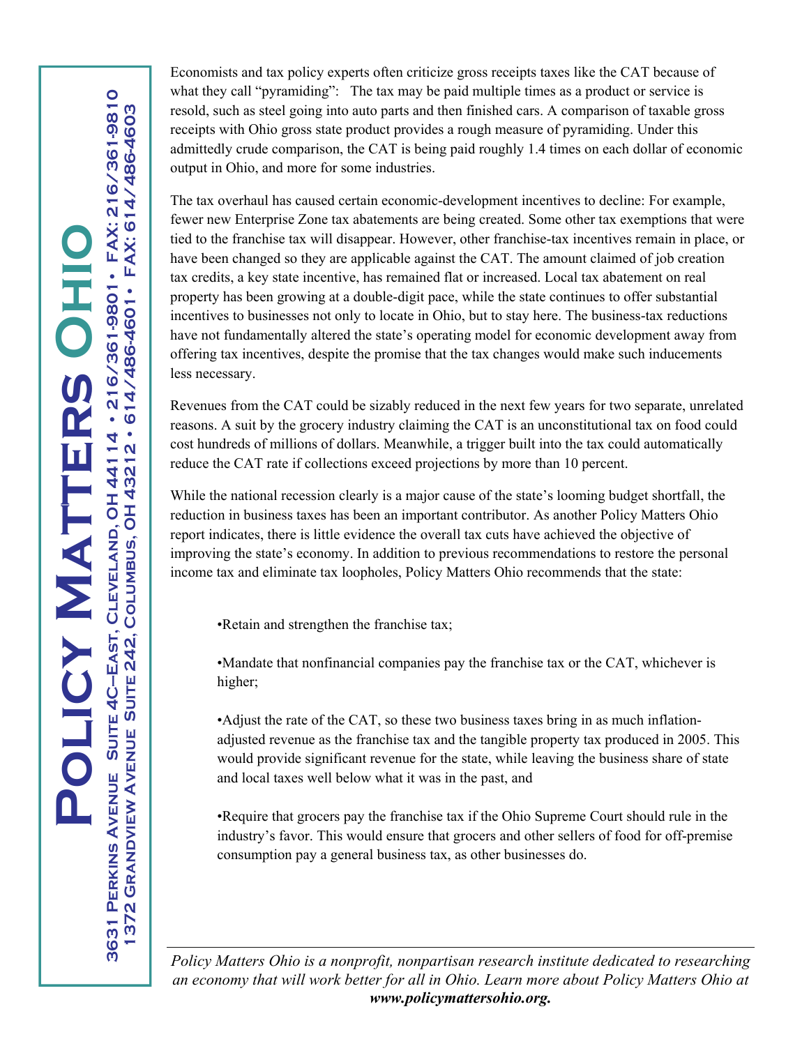Economists and tax policy experts often criticize gross receipts taxes like the CAT because of what they call "pyramiding": The tax may be paid multiple times as a product or service is resold, such as steel going into auto parts and then finished cars. A comparison of taxable gross receipts with Ohio gross state product provides a rough measure of pyramiding. Under this admittedly crude comparison, the CAT is being paid roughly 1.4 times on each dollar of economic output in Ohio, and more for some industries.

The tax overhaul has caused certain economic-development incentives to decline: For example, fewer new Enterprise Zone tax abatements are being created. Some other tax exemptions that were tied to the franchise tax will disappear. However, other franchise-tax incentives remain in place, or have been changed so they are applicable against the CAT. The amount claimed of job creation tax credits, a key state incentive, has remained flat or increased. Local tax abatement on real property has been growing at a double-digit pace, while the state continues to offer substantial incentives to businesses not only to locate in Ohio, but to stay here. The business-tax reductions have not fundamentally altered the state's operating model for economic development away from offering tax incentives, despite the promise that the tax changes would make such inducements less necessary.

Revenues from the CAT could be sizably reduced in the next few years for two separate, unrelated reasons. A suit by the grocery industry claiming the CAT is an unconstitutional tax on food could cost hundreds of millions of dollars. Meanwhile, a trigger built into the tax could automatically reduce the CAT rate if collections exceed projections by more than 10 percent.

While the national recession clearly is a major cause of the state's looming budget shortfall, the reduction in business taxes has been an important contributor. As another Policy Matters Ohio report indicates, there is little evidence the overall tax cuts have achieved the objective of improving the state's economy. In addition to previous recommendations to restore the personal income tax and eliminate tax loopholes, Policy Matters Ohio recommends that the state:

- Retain and strengthen the franchise tax;
- Mandate that nonfinancial companies pay the franchise tax or the CAT, whichever is higher;
- Adjust the rate of the CAT, so these two business taxes bring in as much inflation-adjusted revenue as the franchise tax and the tangible property tax produced in 2005. This would provide significant revenue for the state, while leaving the business share of state and local taxes well below what it was in the past, and
- Require that grocers pay the franchise tax if the Ohio Supreme Court should rule in the industry's favor. This would ensure that grocers and other sellers of food for off-premise consumption pay a general business tax, as other businesses do.

*Policy Matters Ohio is a nonprofit, nonpartisan research institute dedicated to researching an economy that will work better for all in Ohio. Learn more about Policy Matters Ohio at* ***www.policymattersohio.org.***

**Policy Matters Ohio**

3631 Perkins Avenue Suite 4C–East, Cleveland, OH 44114 • 216/361-9801 • FAX: 216/361-9810
1372 Grandview Avenue Suite 242, Columbus, OH 43212 • 614/486-4601 • FAX: 614/486-4603